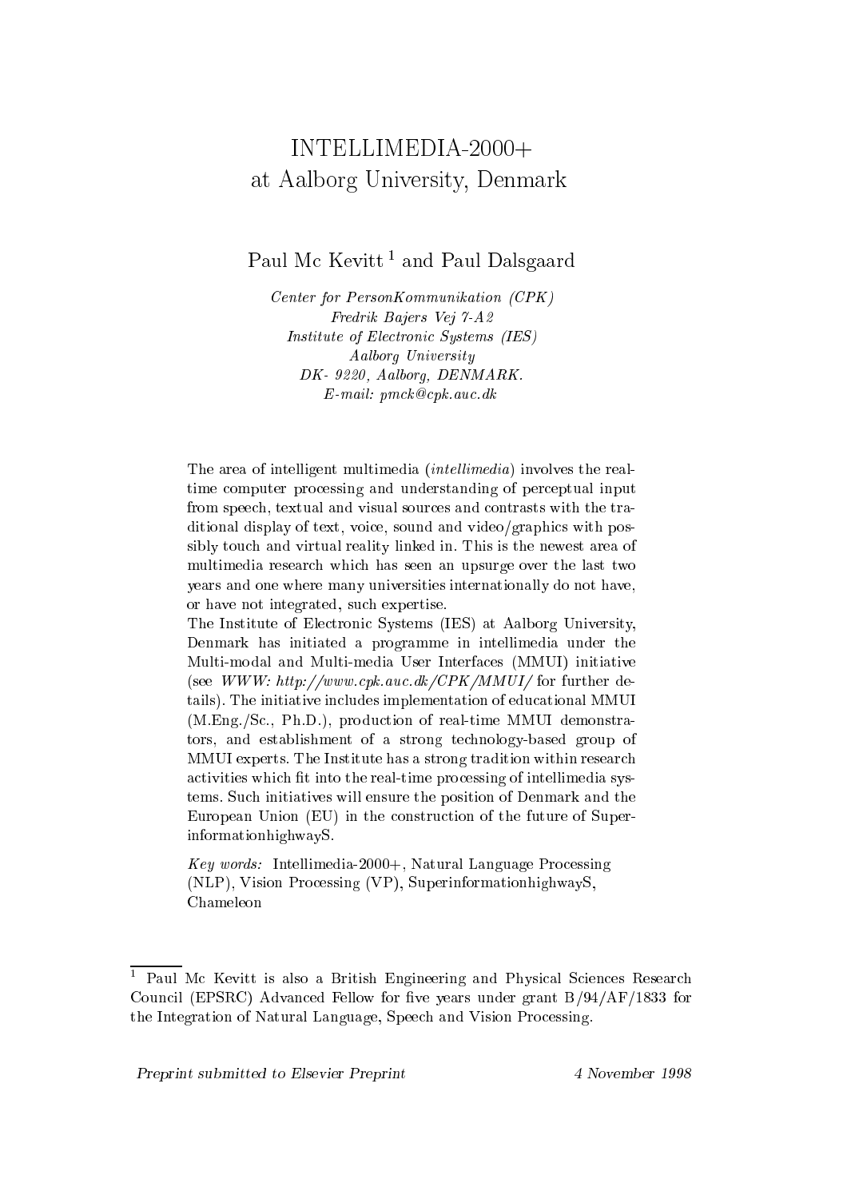# INTELLIMEDIA-2000+ at Aalborg University, Denmark

Paul Mc Kevitt [1] and Paul Dalsgaard

*Center for PersonKommunikation (CPK)*
*Fredrik Bajers Vej 7-A2*
*Institute of Electronic Systems (IES)*
*Aalborg University*
*DK- 9220, Aalborg, DENMARK.*
*E-mail: pmck@cpk.auc.dk*

The area of intelligent multimedia (*intellimedia*) involves the real-time computer processing and understanding of perceptual input from speech, textual and visual sources and contrasts with the traditional display of text, voice, sound and video/graphics with possibly touch and virtual reality linked in. This is the newest area of multimedia research which has seen an upsurge over the last two years and one where many universities internationally do not have, or have not integrated, such expertise.

The Institute of Electronic Systems (IES) at Aalborg University, Denmark has initiated a programme in intellimedia under the Multi-modal and Multi-media User Interfaces (MMUI) initiative (see *WWW: http://www.cpk.auc.dk/CPK/MMUI/* for further details). The initiative includes implementation of educational MMUI (M.Eng./Sc., Ph.D.), production of real-time MMUI demonstrators, and establishment of a strong technology-based group of MMUI experts. The Institute has a strong tradition within research activities which fit into the real-time processing of intellimedia systems. Such initiatives will ensure the position of Denmark and the European Union (EU) in the construction of the future of SuperinformationhighwayS.

*Key words:* Intellimedia-2000+, Natural Language Processing (NLP), Vision Processing (VP), SuperinformationhighwayS, Chameleon

[1] Paul Mc Kevitt is also a British Engineering and Physical Sciences Research Council (EPSRC) Advanced Fellow for five years under grant B/94/AF/1833 for the Integration of Natural Language, Speech and Vision Processing.

*Preprint submitted to Elsevier Preprint* — *4 November 1998*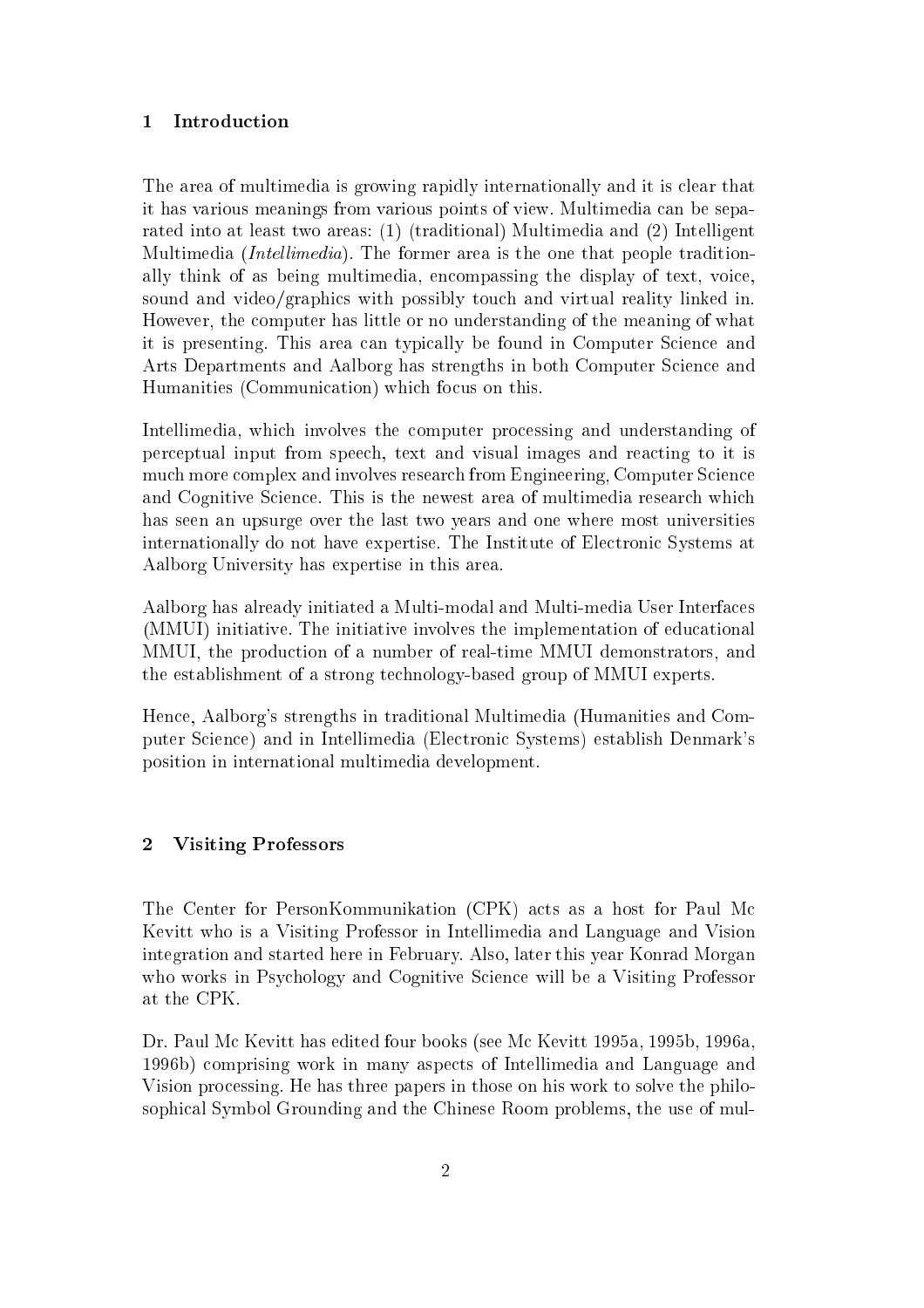## 1 Introduction

The area of multimedia is growing rapidly internationally and it is clear that it has various meanings from various points of view. Multimedia can be separated into at least two areas: (1) (traditional) Multimedia and (2) Intelligent Multimedia (*Intellimedia*). The former area is the one that people traditionally think of as being multimedia, encompassing the display of text, voice, sound and video/graphics with possibly touch and virtual reality linked in. However, the computer has little or no understanding of the meaning of what it is presenting. This area can typically be found in Computer Science and Arts Departments and Aalborg has strengths in both Computer Science and Humanities (Communication) which focus on this.

Intellimedia, which involves the computer processing and understanding of perceptual input from speech, text and visual images and reacting to it is much more complex and involves research from Engineering, Computer Science and Cognitive Science. This is the newest area of multimedia research which has seen an upsurge over the last two years and one where most universities internationally do not have expertise. The Institute of Electronic Systems at Aalborg University has expertise in this area.

Aalborg has already initiated a Multi-modal and Multi-media User Interfaces (MMUI) initiative. The initiative involves the implementation of educational MMUI, the production of a number of real-time MMUI demonstrators, and the establishment of a strong technology-based group of MMUI experts.

Hence, Aalborg's strengths in traditional Multimedia (Humanities and Computer Science) and in Intellimedia (Electronic Systems) establish Denmark's position in international multimedia development.

## 2 Visiting Professors

The Center for PersonKommunikation (CPK) acts as a host for Paul Mc Kevitt who is a Visiting Professor in Intellimedia and Language and Vision integration and started here in February. Also, later this year Konrad Morgan who works in Psychology and Cognitive Science will be a Visiting Professor at the CPK.

Dr. Paul Mc Kevitt has edited four books (see Mc Kevitt 1995a, 1995b, 1996a, 1996b) comprising work in many aspects of Intellimedia and Language and Vision processing. He has three papers in those on his work to solve the philosophical Symbol Grounding and the Chinese Room problems, the use of mul-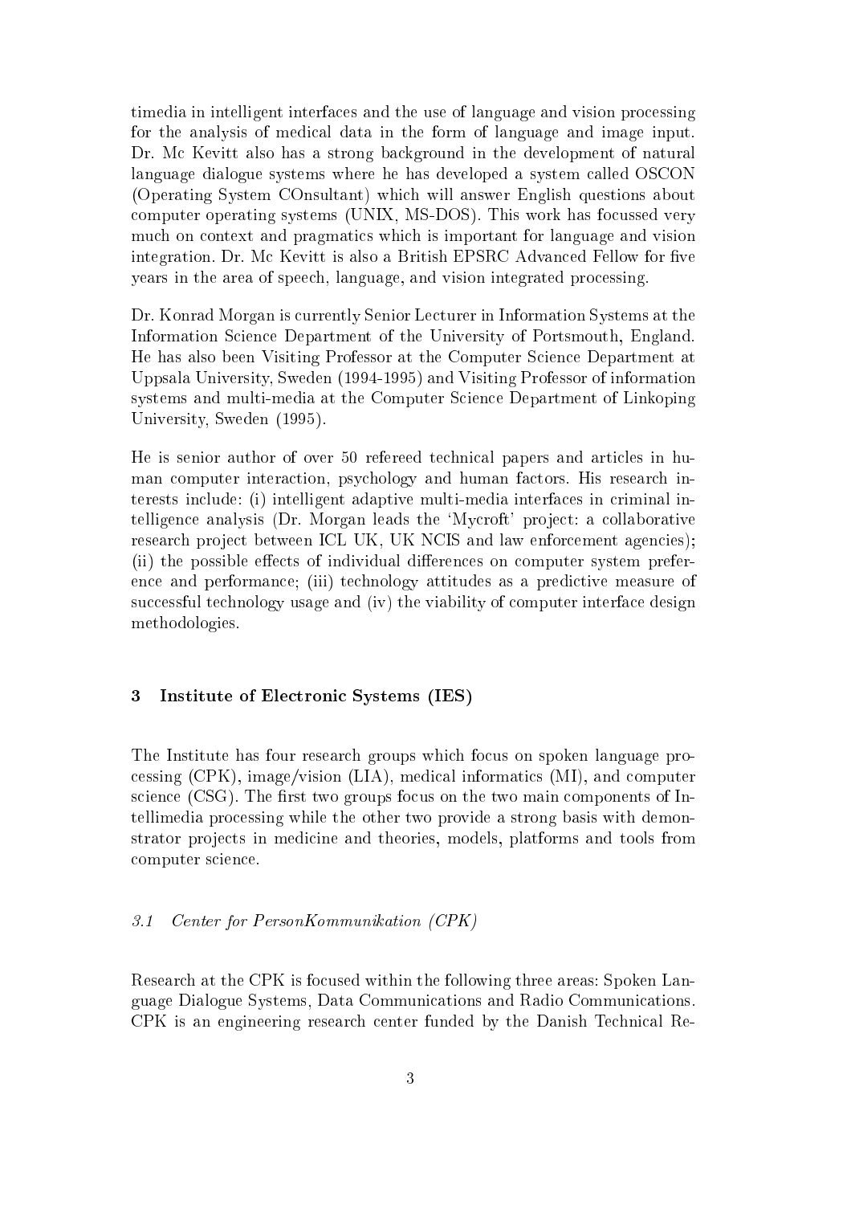timedia in intelligent interfaces and the use of language and vision processing for the analysis of medical data in the form of language and image input. Dr. Mc Kevitt also has a strong background in the development of natural language dialogue systems where he has developed a system called OSCON (Operating System COnsultant) which will answer English questions about computer operating systems (UNIX, MS-DOS). This work has focussed very much on context and pragmatics which is important for language and vision integration. Dr. Mc Kevitt is also a British EPSRC Advanced Fellow for five years in the area of speech, language, and vision integrated processing.

Dr. Konrad Morgan is currently Senior Lecturer in Information Systems at the Information Science Department of the University of Portsmouth, England. He has also been Visiting Professor at the Computer Science Department at Uppsala University, Sweden (1994-1995) and Visiting Professor of information systems and multi-media at the Computer Science Department of Linkoping University, Sweden (1995).

He is senior author of over 50 refereed technical papers and articles in human computer interaction, psychology and human factors. His research interests include: (i) intelligent adaptive multi-media interfaces in criminal intelligence analysis (Dr. Morgan leads the 'Mycroft' project: a collaborative research project between ICL UK, UK NCIS and law enforcement agencies); (ii) the possible effects of individual differences on computer system preference and performance; (iii) technology attitudes as a predictive measure of successful technology usage and (iv) the viability of computer interface design methodologies.

## 3 Institute of Electronic Systems (IES)

The Institute has four research groups which focus on spoken language processing (CPK), image/vision (LIA), medical informatics (MI), and computer science (CSG). The first two groups focus on the two main components of Intellimedia processing while the other two provide a strong basis with demonstrator projects in medicine and theories, models, platforms and tools from computer science.

### *3.1 Center for PersonKommunikation (CPK)*

Research at the CPK is focused within the following three areas: Spoken Language Dialogue Systems, Data Communications and Radio Communications. CPK is an engineering research center funded by the Danish Technical Re-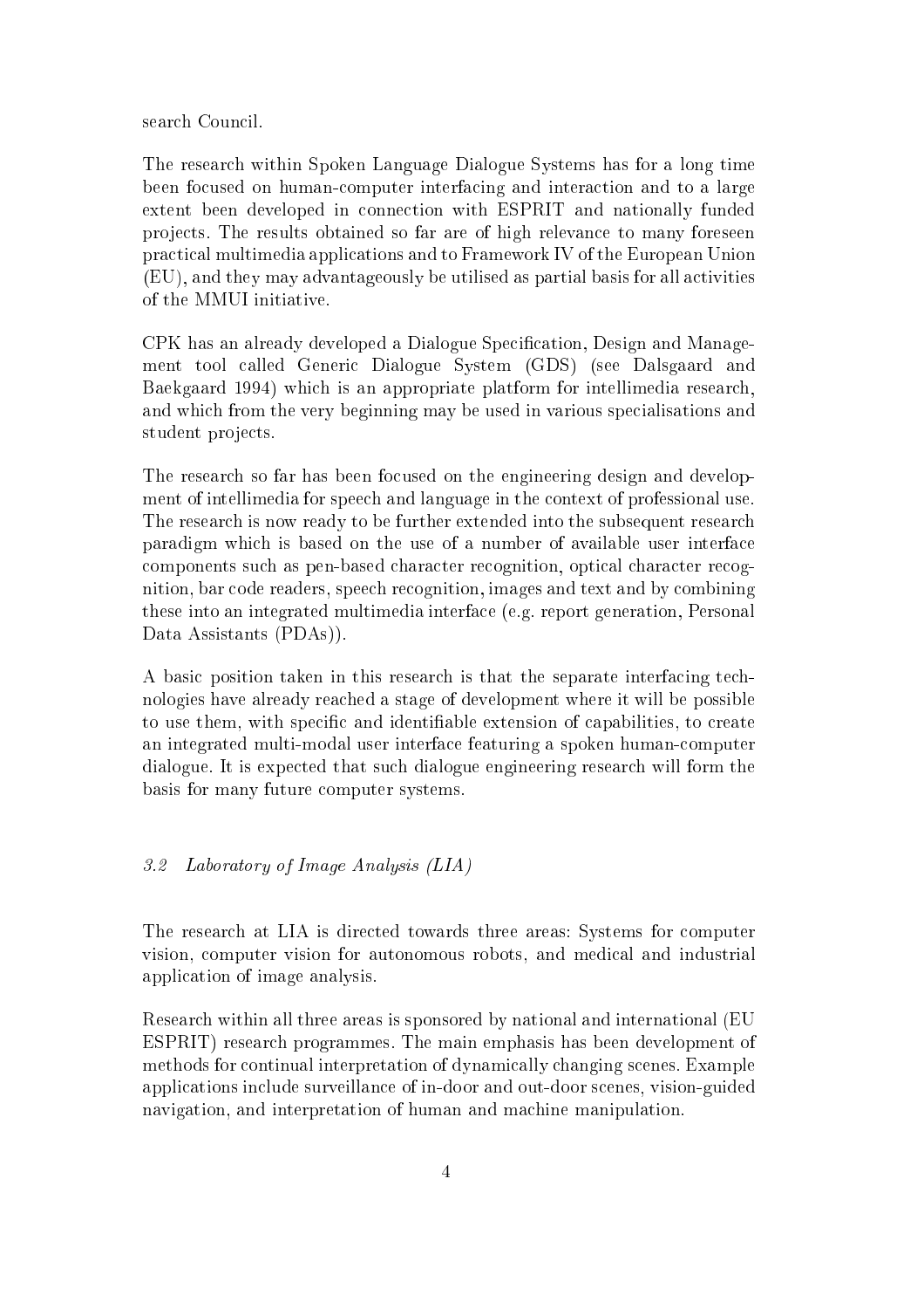search Council.

The research within Spoken Language Dialogue Systems has for a long time been focused on human-computer interfacing and interaction and to a large extent been developed in connection with ESPRIT and nationally funded projects. The results obtained so far are of high relevance to many foreseen practical multimedia applications and to Framework IV of the European Union (EU), and they may advantageously be utilised as partial basis for all activities of the MMUI initiative.

CPK has an already developed a Dialogue Specification, Design and Management tool called Generic Dialogue System (GDS) (see Dalsgaard and Baekgaard 1994) which is an appropriate platform for intellimedia research, and which from the very beginning may be used in various specialisations and student projects.

The research so far has been focused on the engineering design and development of intellimedia for speech and language in the context of professional use. The research is now ready to be further extended into the subsequent research paradigm which is based on the use of a number of available user interface components such as pen-based character recognition, optical character recognition, bar code readers, speech recognition, images and text and by combining these into an integrated multimedia interface (e.g. report generation, Personal Data Assistants (PDAs)).

A basic position taken in this research is that the separate interfacing technologies have already reached a stage of development where it will be possible to use them, with specific and identifiable extension of capabilities, to create an integrated multi-modal user interface featuring a spoken human-computer dialogue. It is expected that such dialogue engineering research will form the basis for many future computer systems.

### *3.2 Laboratory of Image Analysis (LIA)*

The research at LIA is directed towards three areas: Systems for computer vision, computer vision for autonomous robots, and medical and industrial application of image analysis.

Research within all three areas is sponsored by national and international (EU ESPRIT) research programmes. The main emphasis has been development of methods for continual interpretation of dynamically changing scenes. Example applications include surveillance of in-door and out-door scenes, vision-guided navigation, and interpretation of human and machine manipulation.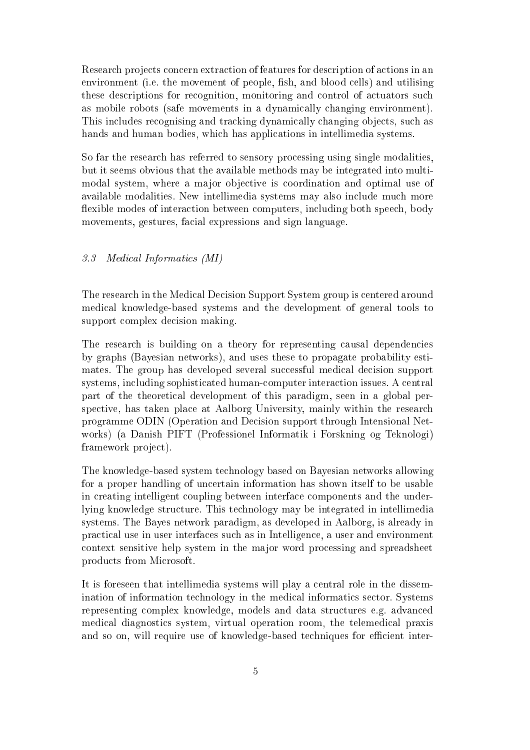Research projects concern extraction of features for description of actions in an environment (i.e. the movement of people, fish, and blood cells) and utilising these descriptions for recognition, monitoring and control of actuators such as mobile robots (safe movements in a dynamically changing environment). This includes recognising and tracking dynamically changing objects, such as hands and human bodies, which has applications in intellimedia systems.

So far the research has referred to sensory processing using single modalities, but it seems obvious that the available methods may be integrated into multi-modal system, where a major objective is coordination and optimal use of available modalities. New intellimedia systems may also include much more flexible modes of interaction between computers, including both speech, body movements, gestures, facial expressions and sign language.

### *3.3 Medical Informatics (MI)*

The research in the Medical Decision Support System group is centered around medical knowledge-based systems and the development of general tools to support complex decision making.

The research is building on a theory for representing causal dependencies by graphs (Bayesian networks), and uses these to propagate probability estimates. The group has developed several successful medical decision support systems, including sophisticated human-computer interaction issues. A central part of the theoretical development of this paradigm, seen in a global perspective, has taken place at Aalborg University, mainly within the research programme ODIN (Operation and Decision support through Intensional Networks) (a Danish PIFT (Professionel Informatik i Forskning og Teknologi) framework project).

The knowledge-based system technology based on Bayesian networks allowing for a proper handling of uncertain information has shown itself to be usable in creating intelligent coupling between interface components and the underlying knowledge structure. This technology may be integrated in intellimedia systems. The Bayes network paradigm, as developed in Aalborg, is already in practical use in user interfaces such as in Intelligence, a user and environment context sensitive help system in the major word processing and spreadsheet products from Microsoft.

It is foreseen that intellimedia systems will play a central role in the dissemination of information technology in the medical informatics sector. Systems representing complex knowledge, models and data structures e.g. advanced medical diagnostics system, virtual operation room, the telemedical praxis and so on, will require use of knowledge-based techniques for efficient inter-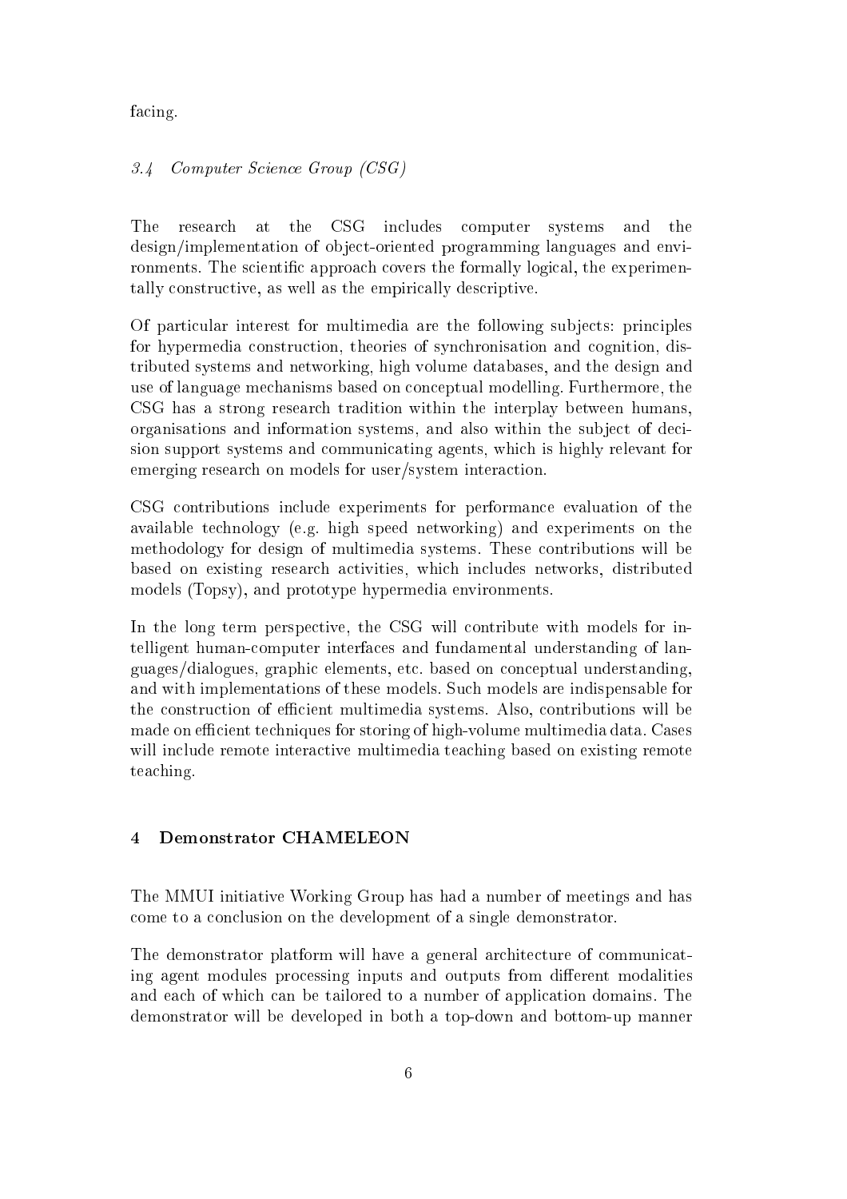facing.

### *3.4 Computer Science Group (CSG)*

The research at the CSG includes computer systems and the design/implementation of object-oriented programming languages and environments. The scientific approach covers the formally logical, the experimentally constructive, as well as the empirically descriptive.

Of particular interest for multimedia are the following subjects: principles for hypermedia construction, theories of synchronisation and cognition, distributed systems and networking, high volume databases, and the design and use of language mechanisms based on conceptual modelling. Furthermore, the CSG has a strong research tradition within the interplay between humans, organisations and information systems, and also within the subject of decision support systems and communicating agents, which is highly relevant for emerging research on models for user/system interaction.

CSG contributions include experiments for performance evaluation of the available technology (e.g. high speed networking) and experiments on the methodology for design of multimedia systems. These contributions will be based on existing research activities, which includes networks, distributed models (Topsy), and prototype hypermedia environments.

In the long term perspective, the CSG will contribute with models for intelligent human-computer interfaces and fundamental understanding of languages/dialogues, graphic elements, etc. based on conceptual understanding, and with implementations of these models. Such models are indispensable for the construction of efficient multimedia systems. Also, contributions will be made on efficient techniques for storing of high-volume multimedia data. Cases will include remote interactive multimedia teaching based on existing remote teaching.

## 4 Demonstrator CHAMELEON

The MMUI initiative Working Group has had a number of meetings and has come to a conclusion on the development of a single demonstrator.

The demonstrator platform will have a general architecture of communicating agent modules processing inputs and outputs from different modalities and each of which can be tailored to a number of application domains. The demonstrator will be developed in both a top-down and bottom-up manner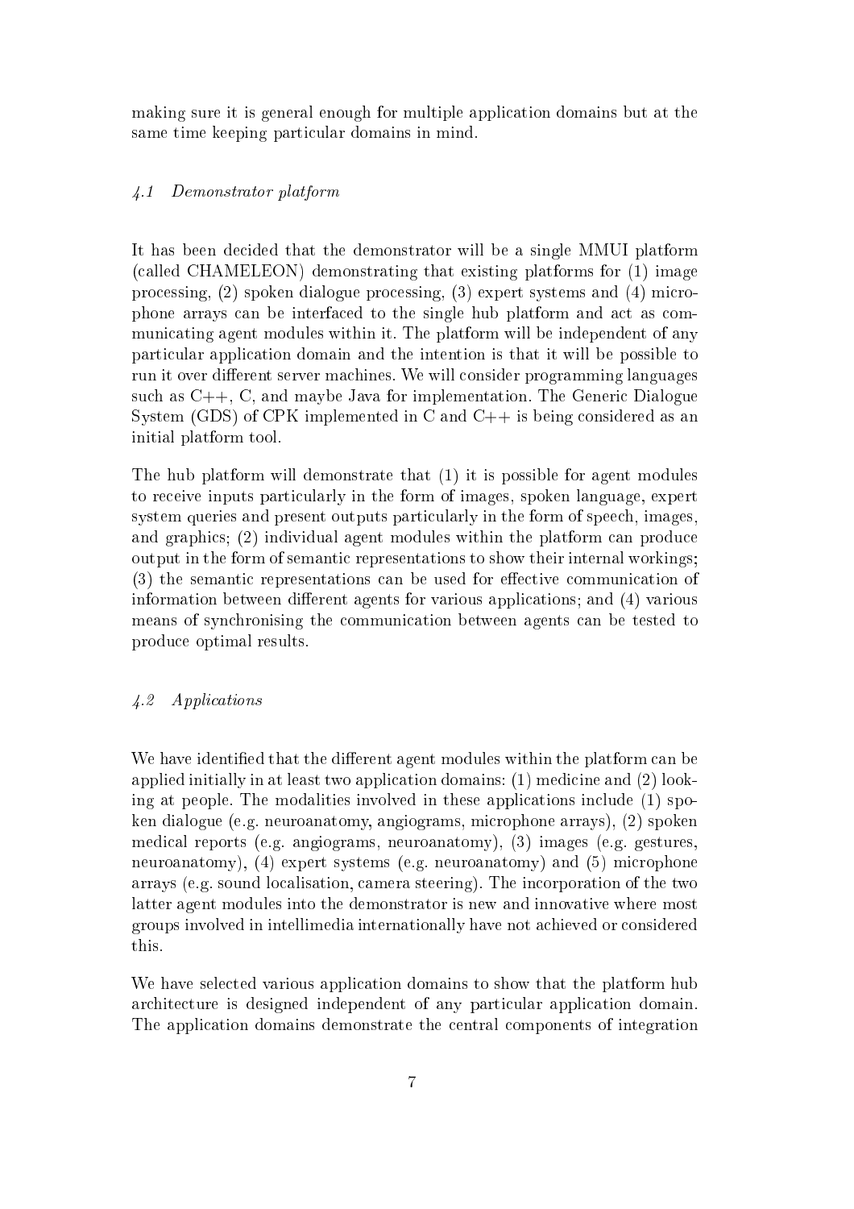making sure it is general enough for multiple application domains but at the same time keeping particular domains in mind.

### *4.1 Demonstrator platform*

It has been decided that the demonstrator will be a single MMUI platform (called CHAMELEON) demonstrating that existing platforms for (1) image processing, (2) spoken dialogue processing, (3) expert systems and (4) microphone arrays can be interfaced to the single hub platform and act as communicating agent modules within it. The platform will be independent of any particular application domain and the intention is that it will be possible to run it over different server machines. We will consider programming languages such as C++, C, and maybe Java for implementation. The Generic Dialogue System (GDS) of CPK implemented in C and C++ is being considered as an initial platform tool.

The hub platform will demonstrate that (1) it is possible for agent modules to receive inputs particularly in the form of images, spoken language, expert system queries and present outputs particularly in the form of speech, images, and graphics; (2) individual agent modules within the platform can produce output in the form of semantic representations to show their internal workings; (3) the semantic representations can be used for effective communication of information between different agents for various applications; and (4) various means of synchronising the communication between agents can be tested to produce optimal results.

### *4.2 Applications*

We have identified that the different agent modules within the platform can be applied initially in at least two application domains: (1) medicine and (2) looking at people. The modalities involved in these applications include (1) spoken dialogue (e.g. neuroanatomy, angiograms, microphone arrays), (2) spoken medical reports (e.g. angiograms, neuroanatomy), (3) images (e.g. gestures, neuroanatomy), (4) expert systems (e.g. neuroanatomy) and (5) microphone arrays (e.g. sound localisation, camera steering). The incorporation of the two latter agent modules into the demonstrator is new and innovative where most groups involved in intellimedia internationally have not achieved or considered this.

We have selected various application domains to show that the platform hub architecture is designed independent of any particular application domain. The application domains demonstrate the central components of integration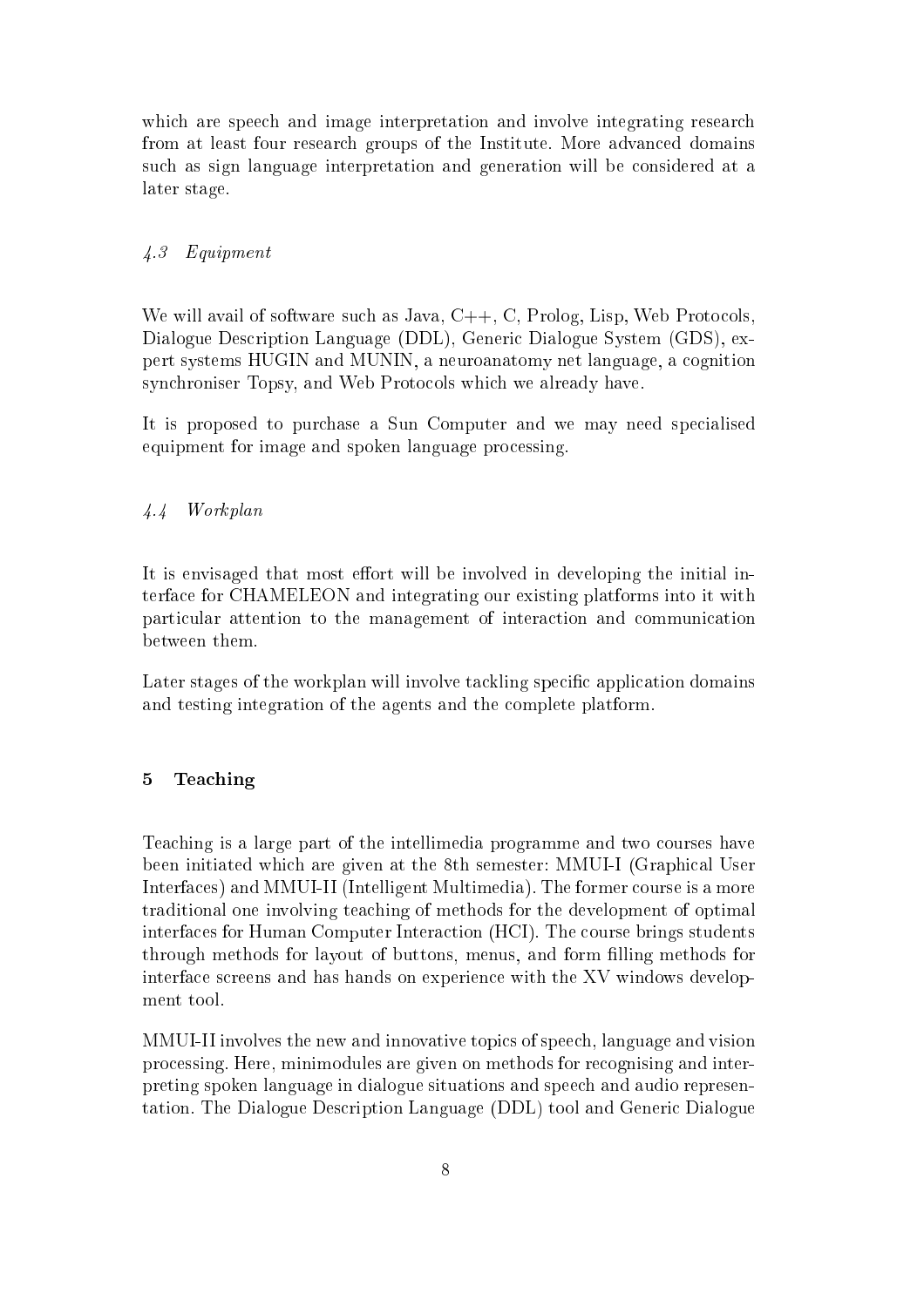which are speech and image interpretation and involve integrating research from at least four research groups of the Institute. More advanced domains such as sign language interpretation and generation will be considered at a later stage.

### *4.3 Equipment*

We will avail of software such as Java, C++, C, Prolog, Lisp, Web Protocols, Dialogue Description Language (DDL), Generic Dialogue System (GDS), expert systems HUGIN and MUNIN, a neuroanatomy net language, a cognition synchroniser Topsy, and Web Protocols which we already have.

It is proposed to purchase a Sun Computer and we may need specialised equipment for image and spoken language processing.

### *4.4 Workplan*

It is envisaged that most effort will be involved in developing the initial interface for CHAMELEON and integrating our existing platforms into it with particular attention to the management of interaction and communication between them.

Later stages of the workplan will involve tackling specific application domains and testing integration of the agents and the complete platform.

## 5 Teaching

Teaching is a large part of the intellimedia programme and two courses have been initiated which are given at the 8th semester: MMUI-I (Graphical User Interfaces) and MMUI-II (Intelligent Multimedia). The former course is a more traditional one involving teaching of methods for the development of optimal interfaces for Human Computer Interaction (HCI). The course brings students through methods for layout of buttons, menus, and form filling methods for interface screens and has hands on experience with the XV windows development tool.

MMUI-II involves the new and innovative topics of speech, language and vision processing. Here, minimodules are given on methods for recognising and interpreting spoken language in dialogue situations and speech and audio representation. The Dialogue Description Language (DDL) tool and Generic Dialogue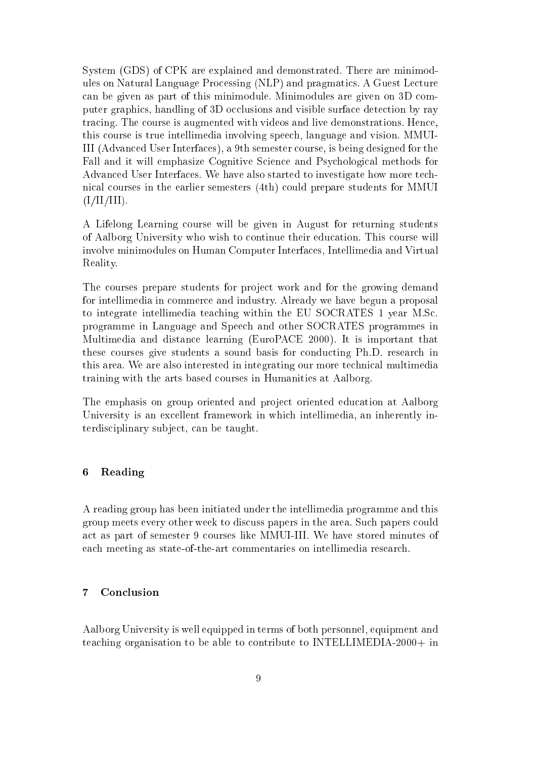System (GDS) of CPK are explained and demonstrated. There are minimodules on Natural Language Processing (NLP) and pragmatics. A Guest Lecture can be given as part of this minimodule. Minimodules are given on 3D computer graphics, handling of 3D occlusions and visible surface detection by ray tracing. The course is augmented with videos and live demonstrations. Hence, this course is true intellimedia involving speech, language and vision. MMUI-III (Advanced User Interfaces), a 9th semester course, is being designed for the Fall and it will emphasize Cognitive Science and Psychological methods for Advanced User Interfaces. We have also started to investigate how more technical courses in the earlier semesters (4th) could prepare students for MMUI (I/II/III).

A Lifelong Learning course will be given in August for returning students of Aalborg University who wish to continue their education. This course will involve minimodules on Human Computer Interfaces, Intellimedia and Virtual Reality.

The courses prepare students for project work and for the growing demand for intellimedia in commerce and industry. Already we have begun a proposal to integrate intellimedia teaching within the EU SOCRATES 1 year M.Sc. programme in Language and Speech and other SOCRATES programmes in Multimedia and distance learning (EuroPACE 2000). It is important that these courses give students a sound basis for conducting Ph.D. research in this area. We are also interested in integrating our more technical multimedia training with the arts based courses in Humanities at Aalborg.

The emphasis on group oriented and project oriented education at Aalborg University is an excellent framework in which intellimedia, an inherently interdisciplinary subject, can be taught.

## 6 Reading

A reading group has been initiated under the intellimedia programme and this group meets every other week to discuss papers in the area. Such papers could act as part of semester 9 courses like MMUI-III. We have stored minutes of each meeting as state-of-the-art commentaries on intellimedia research.

## 7 Conclusion

Aalborg University is well equipped in terms of both personnel, equipment and teaching organisation to be able to contribute to INTELLIMEDIA-2000+ in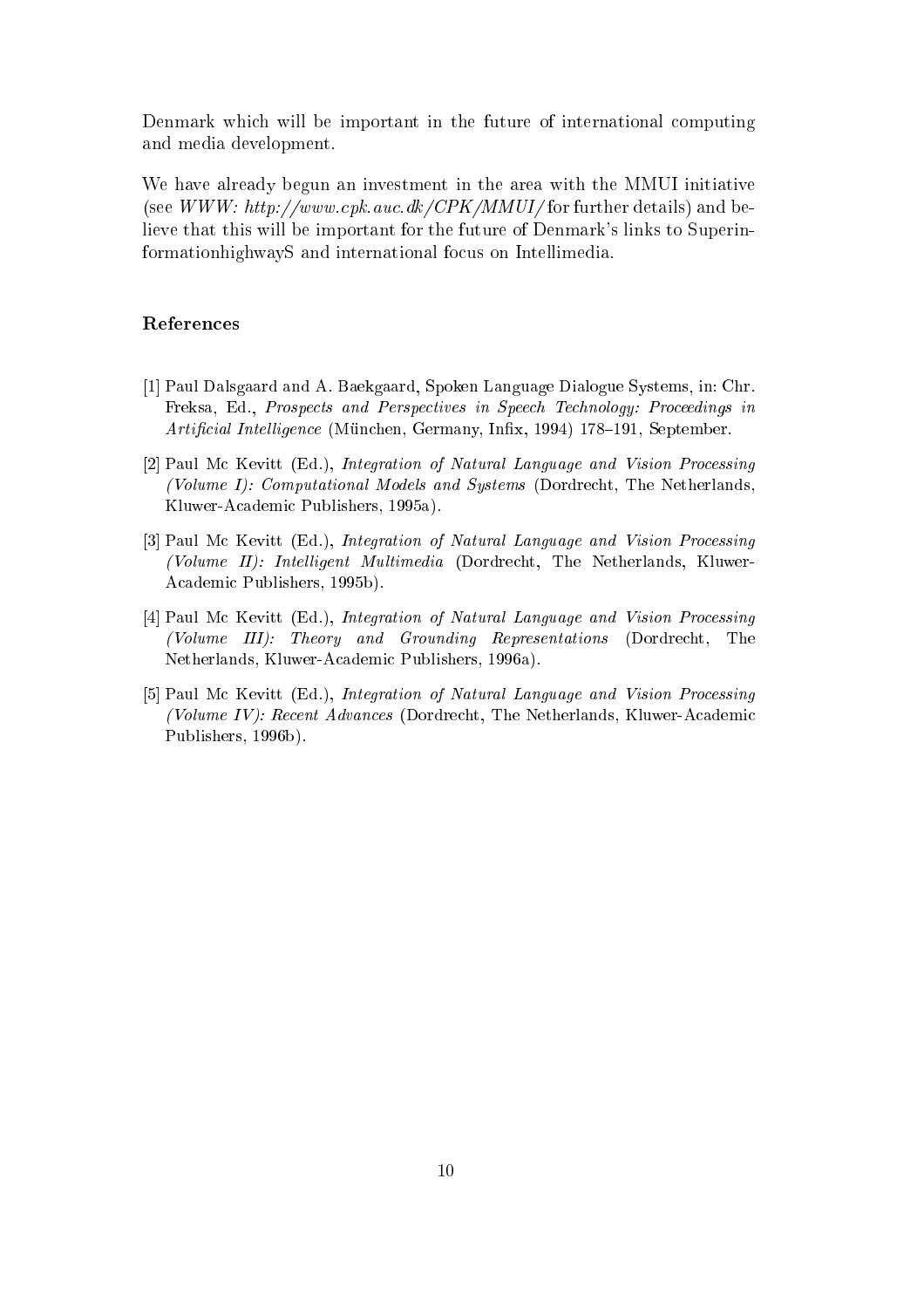Denmark which will be important in the future of international computing and media development.

We have already begun an investment in the area with the MMUI initiative (see *WWW: http://www.cpk.auc.dk/CPK/MMUI/* for further details) and believe that this will be important for the future of Denmark's links to SuperinformationhighwayS and international focus on Intellimedia.

## References

[1] Paul Dalsgaard and A. Baekgaard, Spoken Language Dialogue Systems, in: Chr. Freksa, Ed., *Prospects and Perspectives in Speech Technology: Proceedings in Artificial Intelligence* (München, Germany, Infix, 1994) 178–191, September.

[2] Paul Mc Kevitt (Ed.), *Integration of Natural Language and Vision Processing (Volume I): Computational Models and Systems* (Dordrecht, The Netherlands, Kluwer-Academic Publishers, 1995a).

[3] Paul Mc Kevitt (Ed.), *Integration of Natural Language and Vision Processing (Volume II): Intelligent Multimedia* (Dordrecht, The Netherlands, Kluwer-Academic Publishers, 1995b).

[4] Paul Mc Kevitt (Ed.), *Integration of Natural Language and Vision Processing (Volume III): Theory and Grounding Representations* (Dordrecht, The Netherlands, Kluwer-Academic Publishers, 1996a).

[5] Paul Mc Kevitt (Ed.), *Integration of Natural Language and Vision Processing (Volume IV): Recent Advances* (Dordrecht, The Netherlands, Kluwer-Academic Publishers, 1996b).